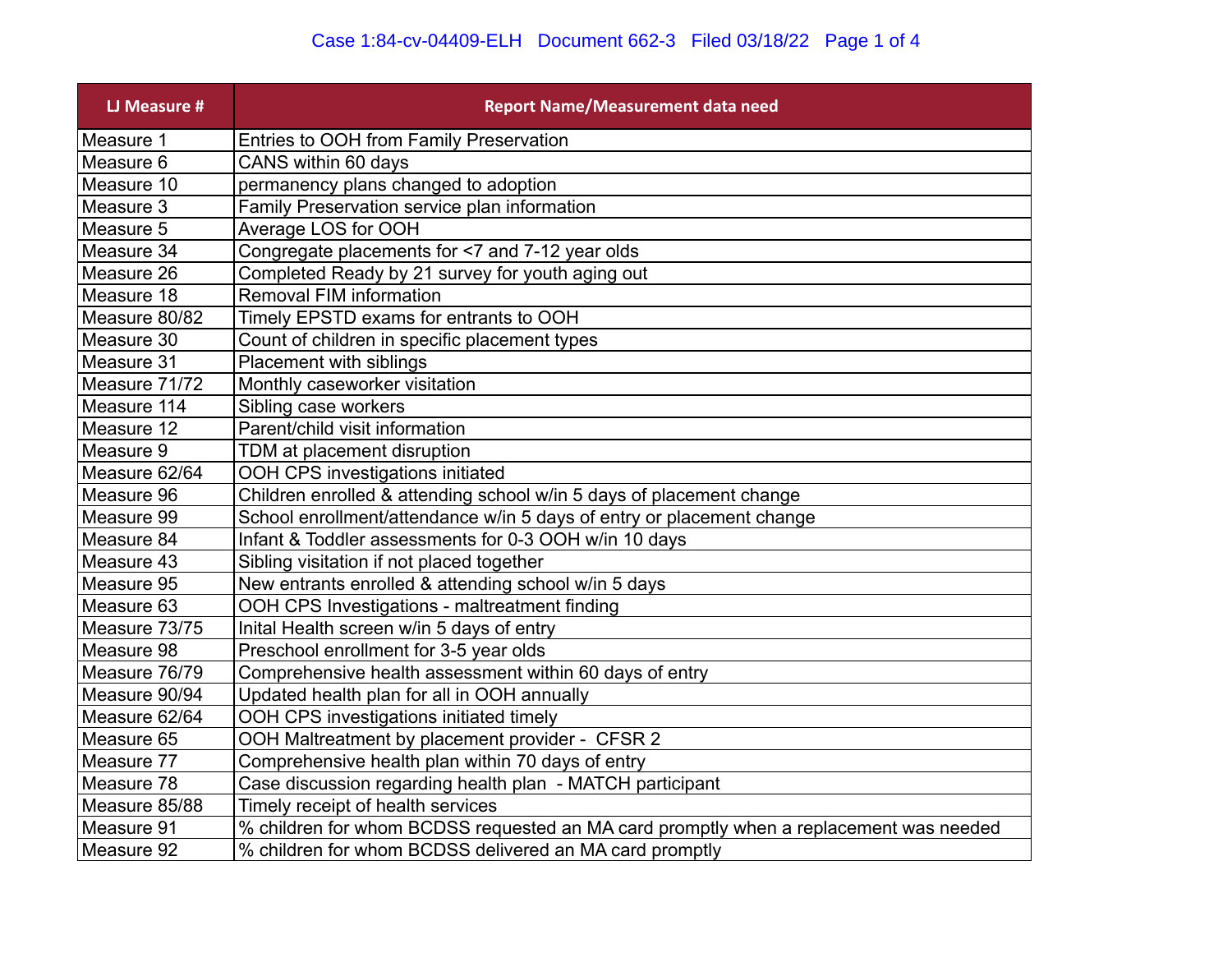| LJ Measure # | Report Name/Measurement data need |
|---|---|
| Measure 1 | Entries to OOH from Family Preservation |
| Measure 6 | CANS within 60 days |
| Measure 10 | permanency plans changed to adoption |
| Measure 3 | Family Preservation service plan information |
| Measure 5 | Average LOS for OOH |
| Measure 34 | Congregate placements for <7 and 7-12 year olds |
| Measure 26 | Completed Ready by 21 survey for youth aging out |
| Measure 18 | Removal FIM information |
| Measure 80/82 | Timely EPSTD exams for entrants to OOH |
| Measure 30 | Count of children in specific placement types |
| Measure 31 | Placement with siblings |
| Measure 71/72 | Monthly caseworker visitation |
| Measure 114 | Sibling case workers |
| Measure 12 | Parent/child visit information |
| Measure 9 | TDM at placement disruption |
| Measure 62/64 | OOH CPS investigations initiated |
| Measure 96 | Children enrolled & attending school w/in 5 days of placement change |
| Measure 99 | School enrollment/attendance w/in 5 days of entry or placement change |
| Measure 84 | Infant & Toddler assessments for 0-3 OOH w/in 10 days |
| Measure 43 | Sibling visitation if not placed together |
| Measure 95 | New entrants enrolled & attending school w/in 5 days |
| Measure 63 | OOH CPS Investigations - maltreatment finding |
| Measure 73/75 | Inital Health screen w/in 5 days of entry |
| Measure 98 | Preschool enrollment for 3-5 year olds |
| Measure 76/79 | Comprehensive health assessment within 60 days of entry |
| Measure 90/94 | Updated health plan for all in OOH annually |
| Measure 62/64 | OOH CPS investigations initiated timely |
| Measure 65 | OOH Maltreatment by placement provider - CFSR 2 |
| Measure 77 | Comprehensive health plan within 70 days of entry |
| Measure 78 | Case discussion regarding health plan - MATCH participant |
| Measure 85/88 | Timely receipt of health services |
| Measure 91 | % children for whom BCDSS requested an MA card promptly when a replacement was needed |
| Measure 92 | % children for whom BCDSS delivered an MA card promptly |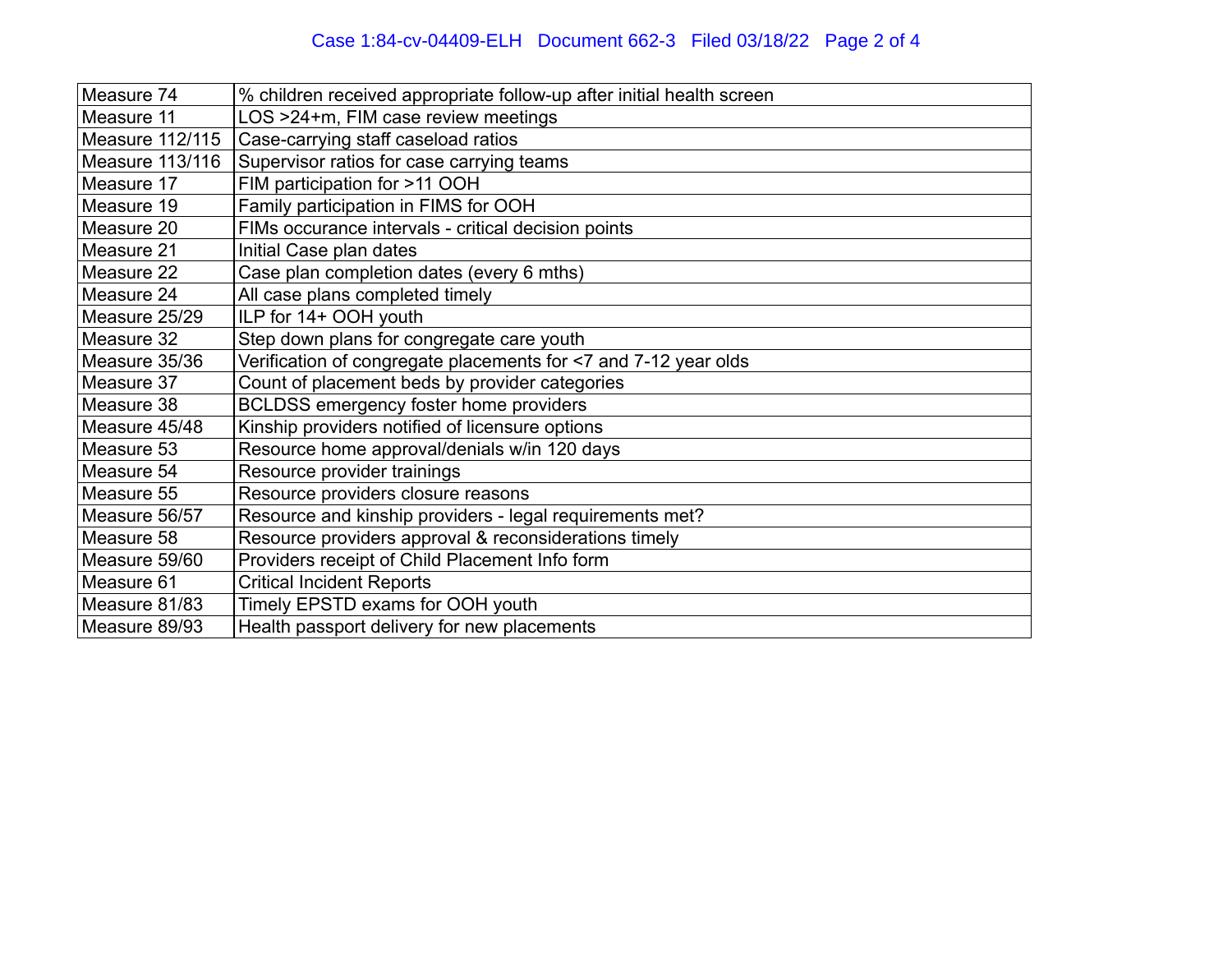| Measure 74 | % children received appropriate follow-up after initial health screen |
|---|---|
| Measure 11 | LOS >24+m, FIM case review meetings |
| Measure 112/115 | Case-carrying staff caseload ratios |
| Measure 113/116 | Supervisor ratios for case carrying teams |
| Measure 17 | FIM participation for >11 OOH |
| Measure 19 | Family participation in FIMS for OOH |
| Measure 20 | FIMs occurance intervals - critical decision points |
| Measure 21 | Initial Case plan dates |
| Measure 22 | Case plan completion dates (every 6 mths) |
| Measure 24 | All case plans completed timely |
| Measure 25/29 | ILP for 14+ OOH youth |
| Measure 32 | Step down plans for congregate care youth |
| Measure 35/36 | Verification of congregate placements for <7 and 7-12 year olds |
| Measure 37 | Count of placement beds by provider categories |
| Measure 38 | BCLDSS emergency foster home providers |
| Measure 45/48 | Kinship providers notified of licensure options |
| Measure 53 | Resource home approval/denials w/in 120 days |
| Measure 54 | Resource provider trainings |
| Measure 55 | Resource providers closure reasons |
| Measure 56/57 | Resource and kinship providers - legal requirements met? |
| Measure 58 | Resource providers approval & reconsiderations timely |
| Measure 59/60 | Providers receipt of Child Placement Info form |
| Measure 61 | Critical Incident Reports |
| Measure 81/83 | Timely EPSTD exams for OOH youth |
| Measure 89/93 | Health passport delivery for new placements |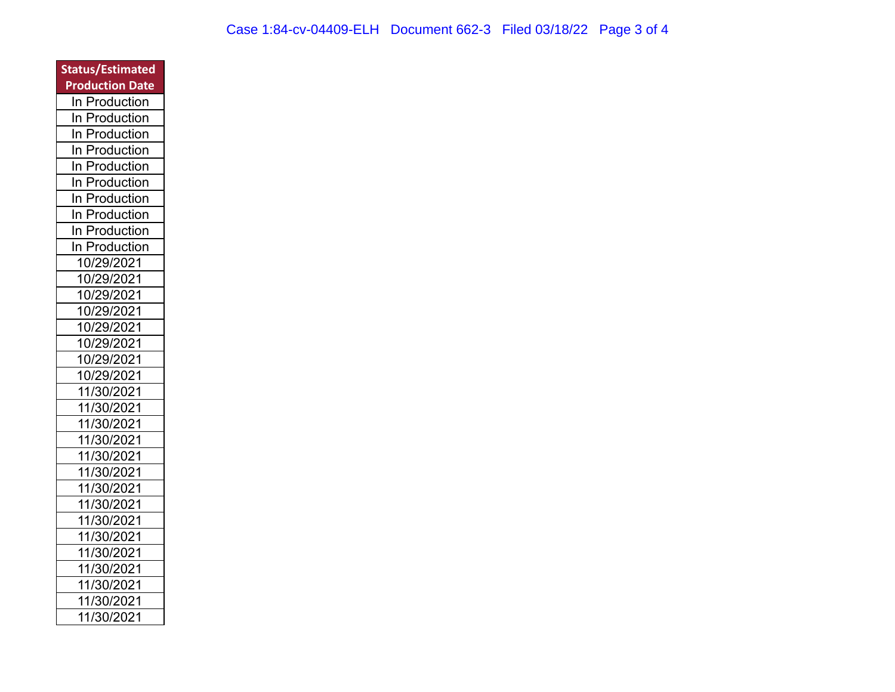| Status/Estimated Production Date |
|---|
| In Production |
| In Production |
| In Production |
| In Production |
| In Production |
| In Production |
| In Production |
| In Production |
| In Production |
| In Production |
| 10/29/2021 |
| 10/29/2021 |
| 10/29/2021 |
| 10/29/2021 |
| 10/29/2021 |
| 10/29/2021 |
| 10/29/2021 |
| 10/29/2021 |
| 11/30/2021 |
| 11/30/2021 |
| 11/30/2021 |
| 11/30/2021 |
| 11/30/2021 |
| 11/30/2021 |
| 11/30/2021 |
| 11/30/2021 |
| 11/30/2021 |
| 11/30/2021 |
| 11/30/2021 |
| 11/30/2021 |
| 11/30/2021 |
| 11/30/2021 |
| 11/30/2021 |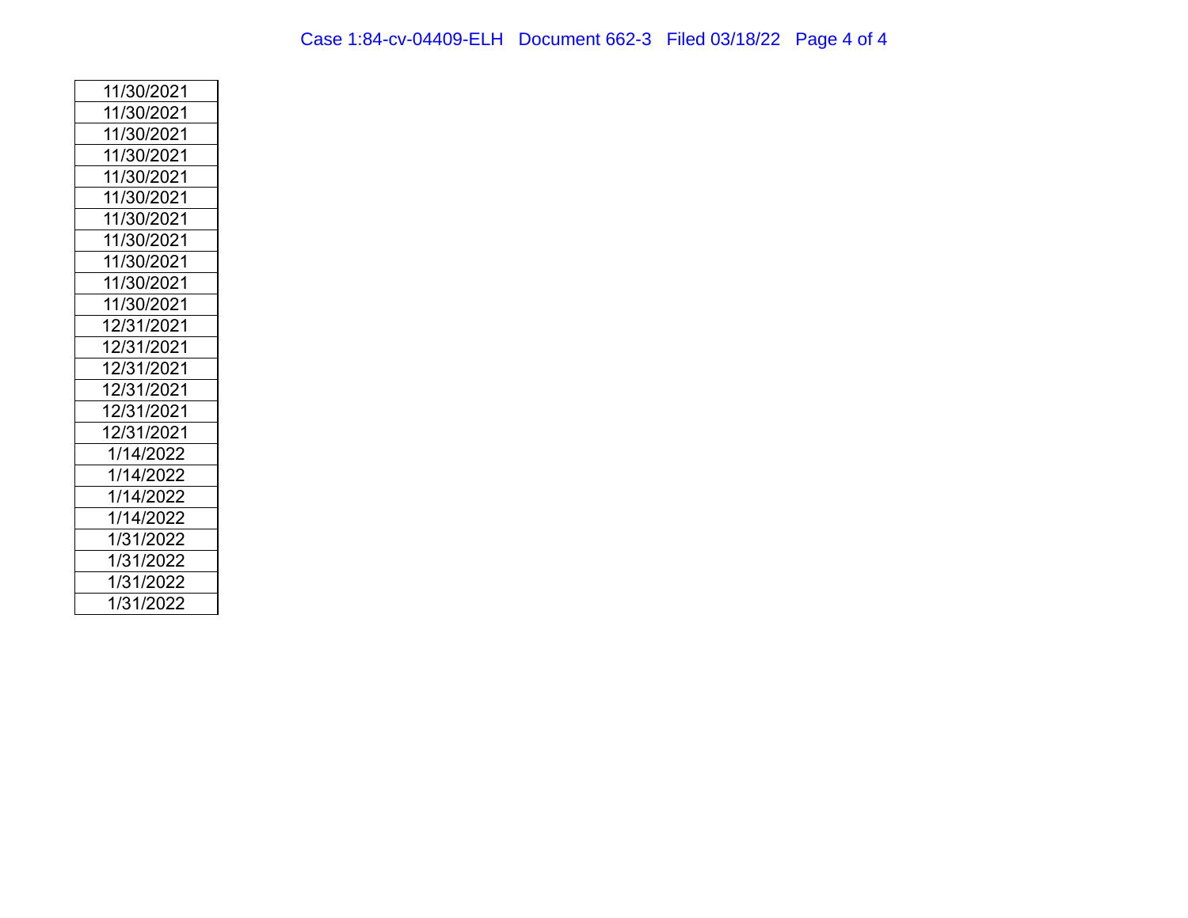| |
|---|
| 11/30/2021 |
| 11/30/2021 |
| 11/30/2021 |
| 11/30/2021 |
| 11/30/2021 |
| 11/30/2021 |
| 11/30/2021 |
| 11/30/2021 |
| 11/30/2021 |
| 11/30/2021 |
| 11/30/2021 |
| 12/31/2021 |
| 12/31/2021 |
| 12/31/2021 |
| 12/31/2021 |
| 12/31/2021 |
| 12/31/2021 |
| 1/14/2022 |
| 1/14/2022 |
| 1/14/2022 |
| 1/14/2022 |
| 1/31/2022 |
| 1/31/2022 |
| 1/31/2022 |
| 1/31/2022 |